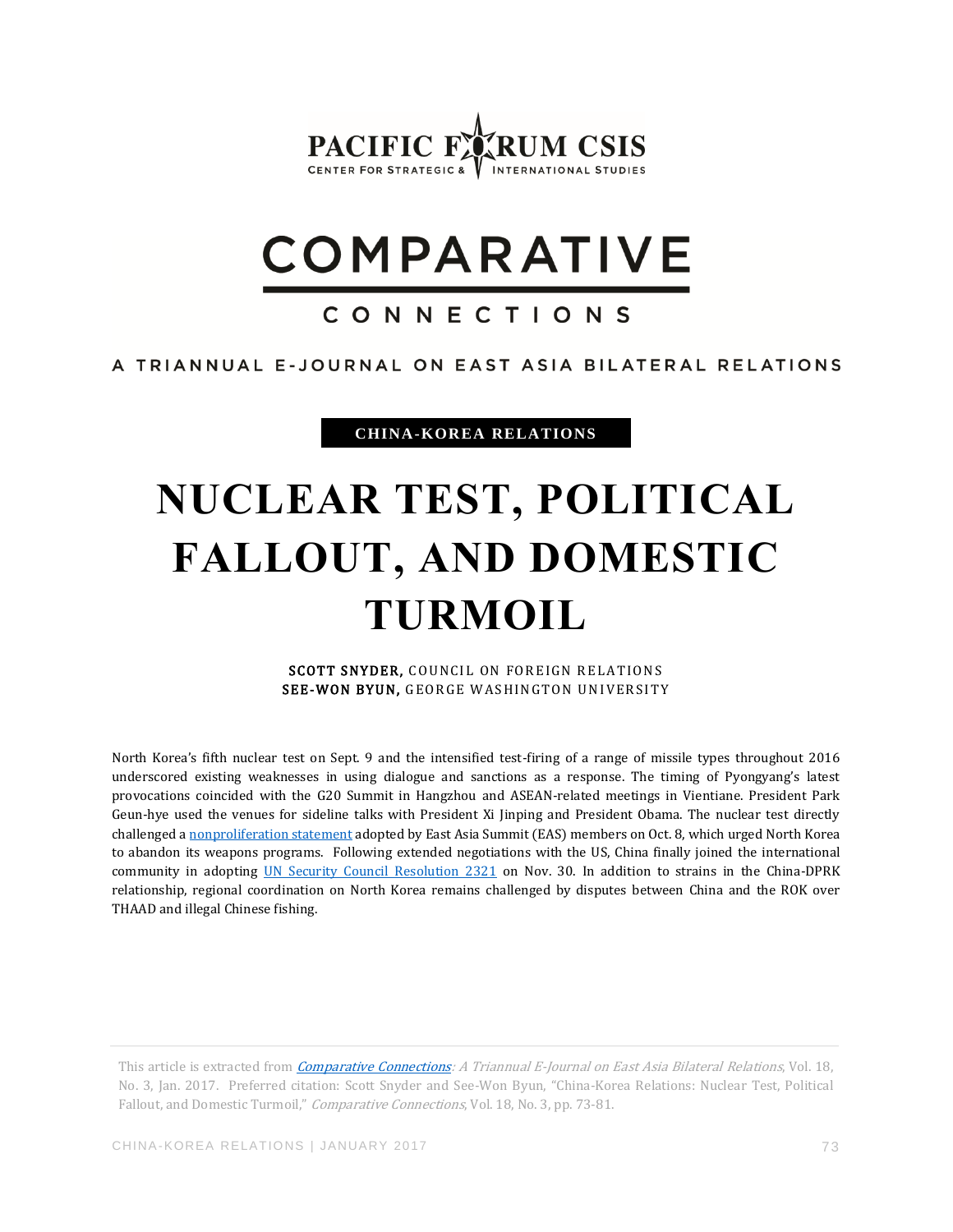PACIFIC FORUM CSIS
CENTER FOR STRATEGIC & INTERNATIONAL STUDIES

# COMPARATIVE CONNECTIONS

A TRIANNUAL E-JOURNAL ON EAST ASIA BILATERAL RELATIONS

**CHINA-KOREA RELATIONS**

# NUCLEAR TEST, POLITICAL FALLOUT, AND DOMESTIC TURMOIL

**SCOTT SNYDER,** COUNCIL ON FOREIGN RELATIONS
**SEE-WON BYUN,** GEORGE WASHINGTON UNIVERSITY

North Korea's fifth nuclear test on Sept. 9 and the intensified test-firing of a range of missile types throughout 2016 underscored existing weaknesses in using dialogue and sanctions as a response. The timing of Pyongyang's latest provocations coincided with the G20 Summit in Hangzhou and ASEAN-related meetings in Vientiane. President Park Geun-hye used the venues for sideline talks with President Xi Jinping and President Obama. The nuclear test directly challenged a nonproliferation statement adopted by East Asia Summit (EAS) members on Oct. 8, which urged North Korea to abandon its weapons programs. Following extended negotiations with the US, China finally joined the international community in adopting UN Security Council Resolution 2321 on Nov. 30. In addition to strains in the China-DPRK relationship, regional coordination on North Korea remains challenged by disputes between China and the ROK over THAAD and illegal Chinese fishing.

This article is extracted from *Comparative Connections: A Triannual E-Journal on East Asia Bilateral Relations*, Vol. 18, No. 3, Jan. 2017. Preferred citation: Scott Snyder and See-Won Byun, "China-Korea Relations: Nuclear Test, Political Fallout, and Domestic Turmoil," *Comparative Connections*, Vol. 18, No. 3, pp. 73-81.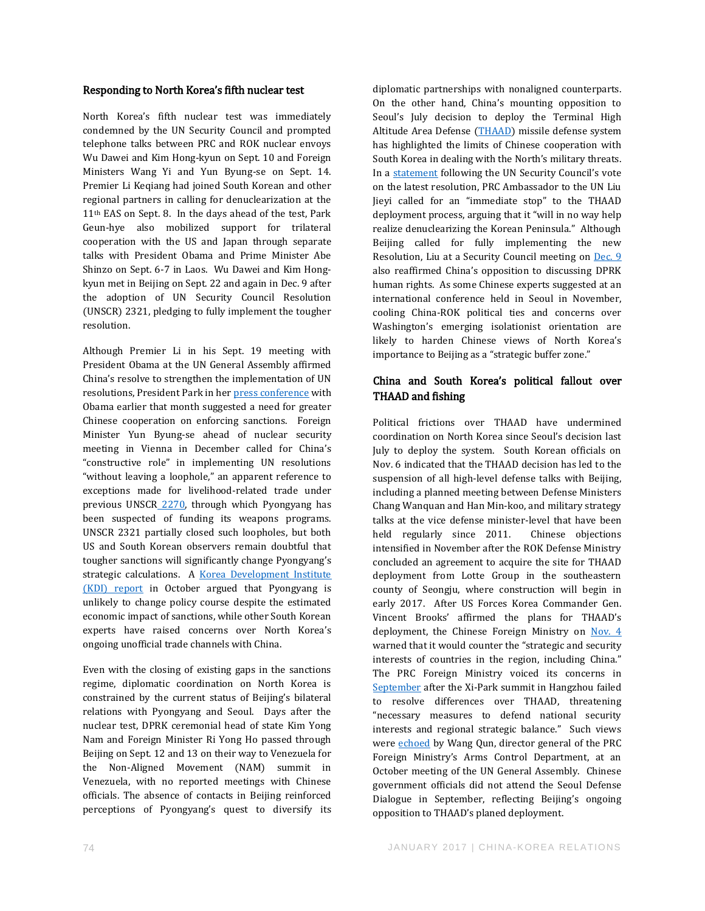## Responding to North Korea's fifth nuclear test

North Korea's fifth nuclear test was immediately condemned by the UN Security Council and prompted telephone talks between PRC and ROK nuclear envoys Wu Dawei and Kim Hong-kyun on Sept. 10 and Foreign Ministers Wang Yi and Yun Byung-se on Sept. 14. Premier Li Keqiang had joined South Korean and other regional partners in calling for denuclearization at the 11th EAS on Sept. 8. In the days ahead of the test, Park Geun-hye also mobilized support for trilateral cooperation with the US and Japan through separate talks with President Obama and Prime Minister Abe Shinzo on Sept. 6-7 in Laos. Wu Dawei and Kim Hong-kyun met in Beijing on Sept. 22 and again in Dec. 9 after the adoption of UN Security Council Resolution (UNSCR) 2321, pledging to fully implement the tougher resolution.

Although Premier Li in his Sept. 19 meeting with President Obama at the UN General Assembly affirmed China's resolve to strengthen the implementation of UN resolutions, President Park in her press conference with Obama earlier that month suggested a need for greater Chinese cooperation on enforcing sanctions. Foreign Minister Yun Byung-se ahead of nuclear security meeting in Vienna in December called for China's "constructive role" in implementing UN resolutions "without leaving a loophole," an apparent reference to exceptions made for livelihood-related trade under previous UNSCR 2270, through which Pyongyang has been suspected of funding its weapons programs. UNSCR 2321 partially closed such loopholes, but both US and South Korean observers remain doubtful that tougher sanctions will significantly change Pyongyang's strategic calculations. A Korea Development Institute (KDI) report in October argued that Pyongyang is unlikely to change policy course despite the estimated economic impact of sanctions, while other South Korean experts have raised concerns over North Korea's ongoing unofficial trade channels with China.

Even with the closing of existing gaps in the sanctions regime, diplomatic coordination on North Korea is constrained by the current status of Beijing's bilateral relations with Pyongyang and Seoul. Days after the nuclear test, DPRK ceremonial head of state Kim Yong Nam and Foreign Minister Ri Yong Ho passed through Beijing on Sept. 12 and 13 on their way to Venezuela for the Non-Aligned Movement (NAM) summit in Venezuela, with no reported meetings with Chinese officials. The absence of contacts in Beijing reinforced perceptions of Pyongyang's quest to diversify its diplomatic partnerships with nonaligned counterparts. On the other hand, China's mounting opposition to Seoul's July decision to deploy the Terminal High Altitude Area Defense (THAAD) missile defense system has highlighted the limits of Chinese cooperation with South Korea in dealing with the North's military threats. In a statement following the UN Security Council's vote on the latest resolution, PRC Ambassador to the UN Liu Jieyi called for an "immediate stop" to the THAAD deployment process, arguing that it "will in no way help realize denuclearizing the Korean Peninsula." Although Beijing called for fully implementing the new Resolution, Liu at a Security Council meeting on Dec. 9 also reaffirmed China's opposition to discussing DPRK human rights. As some Chinese experts suggested at an international conference held in Seoul in November, cooling China-ROK political ties and concerns over Washington's emerging isolationist orientation are likely to harden Chinese views of North Korea's importance to Beijing as a "strategic buffer zone."

## China and South Korea's political fallout over THAAD and fishing

Political frictions over THAAD have undermined coordination on North Korea since Seoul's decision last July to deploy the system. South Korean officials on Nov. 6 indicated that the THAAD decision has led to the suspension of all high-level defense talks with Beijing, including a planned meeting between Defense Ministers Chang Wanquan and Han Min-koo, and military strategy talks at the vice defense minister-level that have been held regularly since 2011. Chinese objections intensified in November after the ROK Defense Ministry concluded an agreement to acquire the site for THAAD deployment from Lotte Group in the southeastern county of Seongju, where construction will begin in early 2017. After US Forces Korea Commander Gen. Vincent Brooks' affirmed the plans for THAAD's deployment, the Chinese Foreign Ministry on Nov. 4 warned that it would counter the "strategic and security interests of countries in the region, including China." The PRC Foreign Ministry voiced its concerns in September after the Xi-Park summit in Hangzhou failed to resolve differences over THAAD, threatening "necessary measures to defend national security interests and regional strategic balance." Such views were echoed by Wang Qun, director general of the PRC Foreign Ministry's Arms Control Department, at an October meeting of the UN General Assembly. Chinese government officials did not attend the Seoul Defense Dialogue in September, reflecting Beijing's ongoing opposition to THAAD's planed deployment.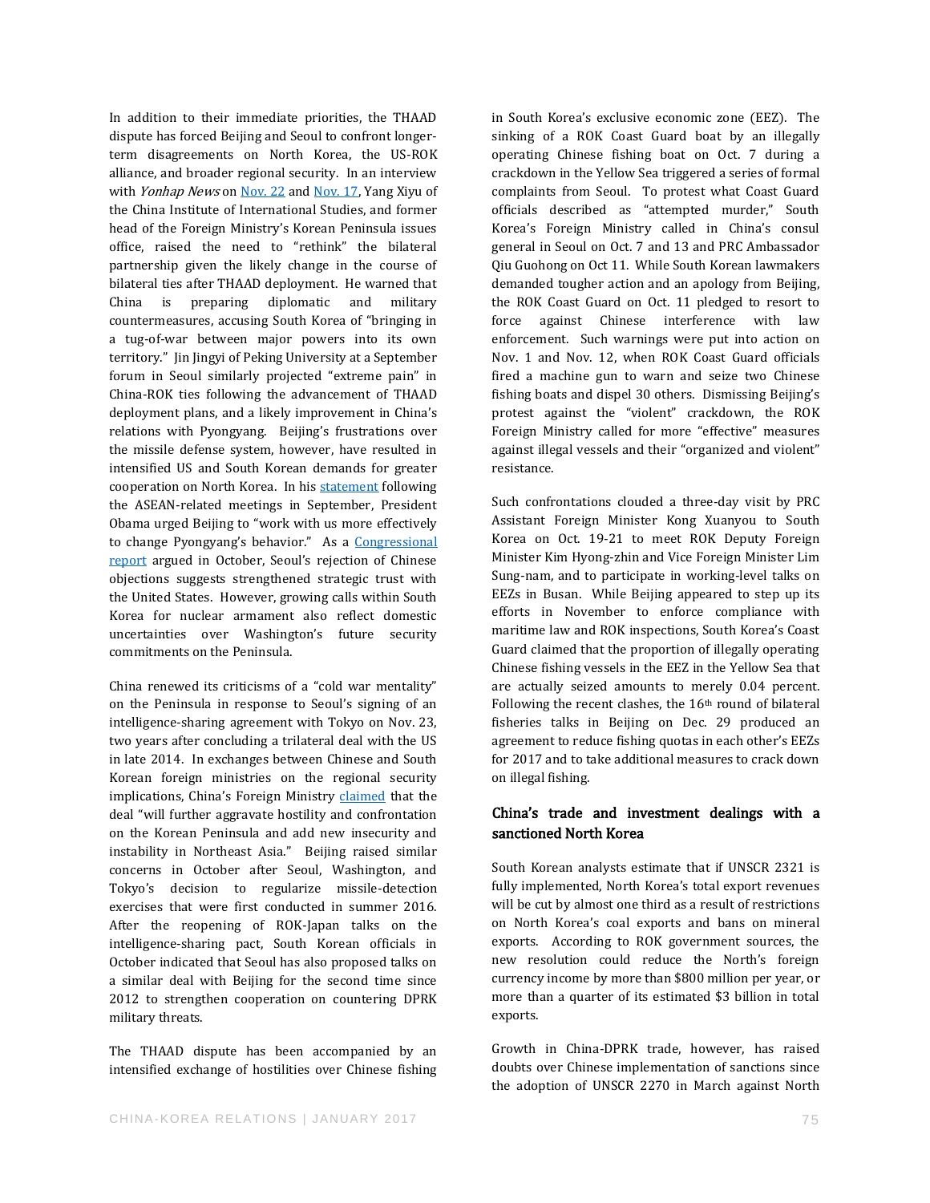In addition to their immediate priorities, the THAAD dispute has forced Beijing and Seoul to confront longer-term disagreements on North Korea, the US-ROK alliance, and broader regional security. In an interview with *Yonhap News* on Nov. 22 and Nov. 17, Yang Xiyu of the China Institute of International Studies, and former head of the Foreign Ministry's Korean Peninsula issues office, raised the need to "rethink" the bilateral partnership given the likely change in the course of bilateral ties after THAAD deployment. He warned that China is preparing diplomatic and military countermeasures, accusing South Korea of "bringing in a tug-of-war between major powers into its own territory." Jin Jingyi of Peking University at a September forum in Seoul similarly projected "extreme pain" in China-ROK ties following the advancement of THAAD deployment plans, and a likely improvement in China's relations with Pyongyang. Beijing's frustrations over the missile defense system, however, have resulted in intensified US and South Korean demands for greater cooperation on North Korea. In his statement following the ASEAN-related meetings in September, President Obama urged Beijing to "work with us more effectively to change Pyongyang's behavior." As a Congressional report argued in October, Seoul's rejection of Chinese objections suggests strengthened strategic trust with the United States. However, growing calls within South Korea for nuclear armament also reflect domestic uncertainties over Washington's future security commitments on the Peninsula.

China renewed its criticisms of a "cold war mentality" on the Peninsula in response to Seoul's signing of an intelligence-sharing agreement with Tokyo on Nov. 23, two years after concluding a trilateral deal with the US in late 2014. In exchanges between Chinese and South Korean foreign ministries on the regional security implications, China's Foreign Ministry claimed that the deal "will further aggravate hostility and confrontation on the Korean Peninsula and add new insecurity and instability in Northeast Asia." Beijing raised similar concerns in October after Seoul, Washington, and Tokyo's decision to regularize missile-detection exercises that were first conducted in summer 2016. After the reopening of ROK-Japan talks on the intelligence-sharing pact, South Korean officials in October indicated that Seoul has also proposed talks on a similar deal with Beijing for the second time since 2012 to strengthen cooperation on countering DPRK military threats.

The THAAD dispute has been accompanied by an intensified exchange of hostilities over Chinese fishing in South Korea's exclusive economic zone (EEZ). The sinking of a ROK Coast Guard boat by an illegally operating Chinese fishing boat on Oct. 7 during a crackdown in the Yellow Sea triggered a series of formal complaints from Seoul. To protest what Coast Guard officials described as "attempted murder," South Korea's Foreign Ministry called in China's consul general in Seoul on Oct. 7 and 13 and PRC Ambassador Qiu Guohong on Oct 11. While South Korean lawmakers demanded tougher action and an apology from Beijing, the ROK Coast Guard on Oct. 11 pledged to resort to force against Chinese interference with law enforcement. Such warnings were put into action on Nov. 1 and Nov. 12, when ROK Coast Guard officials fired a machine gun to warn and seize two Chinese fishing boats and dispel 30 others. Dismissing Beijing's protest against the "violent" crackdown, the ROK Foreign Ministry called for more "effective" measures against illegal vessels and their "organized and violent" resistance.

Such confrontations clouded a three-day visit by PRC Assistant Foreign Minister Kong Xuanyou to South Korea on Oct. 19-21 to meet ROK Deputy Foreign Minister Kim Hyong-zhin and Vice Foreign Minister Lim Sung-nam, and to participate in working-level talks on EEZs in Busan. While Beijing appeared to step up its efforts in November to enforce compliance with maritime law and ROK inspections, South Korea's Coast Guard claimed that the proportion of illegally operating Chinese fishing vessels in the EEZ in the Yellow Sea that are actually seized amounts to merely 0.04 percent. Following the recent clashes, the 16th round of bilateral fisheries talks in Beijing on Dec. 29 produced an agreement to reduce fishing quotas in each other's EEZs for 2017 and to take additional measures to crack down on illegal fishing.

### China's trade and investment dealings with a sanctioned North Korea

South Korean analysts estimate that if UNSCR 2321 is fully implemented, North Korea's total export revenues will be cut by almost one third as a result of restrictions on North Korea's coal exports and bans on mineral exports. According to ROK government sources, the new resolution could reduce the North's foreign currency income by more than $800 million per year, or more than a quarter of its estimated $3 billion in total exports.

Growth in China-DPRK trade, however, has raised doubts over Chinese implementation of sanctions since the adoption of UNSCR 2270 in March against North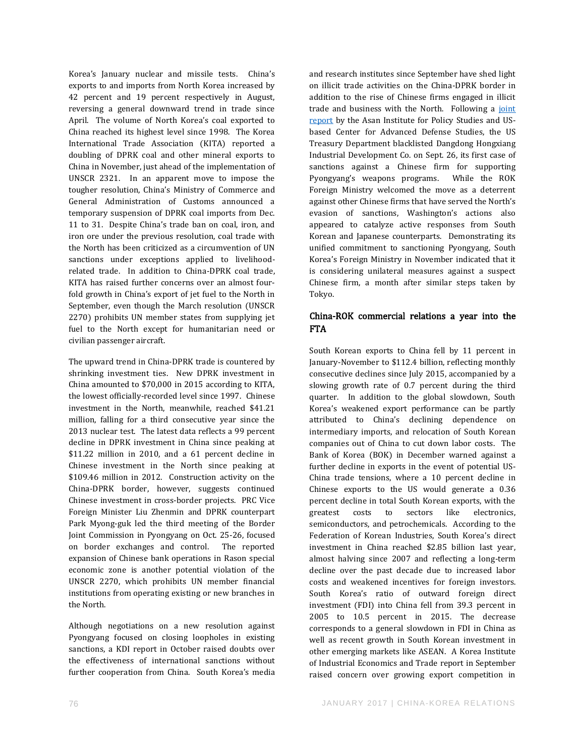Korea's January nuclear and missile tests. China's exports to and imports from North Korea increased by 42 percent and 19 percent respectively in August, reversing a general downward trend in trade since April. The volume of North Korea's coal exported to China reached its highest level since 1998. The Korea International Trade Association (KITA) reported a doubling of DPRK coal and other mineral exports to China in November, just ahead of the implementation of UNSCR 2321. In an apparent move to impose the tougher resolution, China's Ministry of Commerce and General Administration of Customs announced a temporary suspension of DPRK coal imports from Dec. 11 to 31. Despite China's trade ban on coal, iron, and iron ore under the previous resolution, coal trade with the North has been criticized as a circumvention of UN sanctions under exceptions applied to livelihood-related trade. In addition to China-DPRK coal trade, KITA has raised further concerns over an almost four-fold growth in China's export of jet fuel to the North in September, even though the March resolution (UNSCR 2270) prohibits UN member states from supplying jet fuel to the North except for humanitarian need or civilian passenger aircraft.

The upward trend in China-DPRK trade is countered by shrinking investment ties. New DPRK investment in China amounted to $70,000 in 2015 according to KITA, the lowest officially-recorded level since 1997. Chinese investment in the North, meanwhile, reached $41.21 million, falling for a third consecutive year since the 2013 nuclear test. The latest data reflects a 99 percent decline in DPRK investment in China since peaking at $11.22 million in 2010, and a 61 percent decline in Chinese investment in the North since peaking at $109.46 million in 2012. Construction activity on the China-DPRK border, however, suggests continued Chinese investment in cross-border projects. PRC Vice Foreign Minister Liu Zhenmin and DPRK counterpart Park Myong-guk led the third meeting of the Border Joint Commission in Pyongyang on Oct. 25-26, focused on border exchanges and control. The reported expansion of Chinese bank operations in Rason special economic zone is another potential violation of the UNSCR 2270, which prohibits UN member financial institutions from operating existing or new branches in the North.

Although negotiations on a new resolution against Pyongyang focused on closing loopholes in existing sanctions, a KDI report in October raised doubts over the effectiveness of international sanctions without further cooperation from China. South Korea's media and research institutes since September have shed light on illicit trade activities on the China-DPRK border in addition to the rise of Chinese firms engaged in illicit trade and business with the North. Following a joint report by the Asan Institute for Policy Studies and US-based Center for Advanced Defense Studies, the US Treasury Department blacklisted Dangdong Hongxiang Industrial Development Co. on Sept. 26, its first case of sanctions against a Chinese firm for supporting Pyongyang's weapons programs. While the ROK Foreign Ministry welcomed the move as a deterrent against other Chinese firms that have served the North's evasion of sanctions, Washington's actions also appeared to catalyze active responses from South Korean and Japanese counterparts. Demonstrating its unified commitment to sanctioning Pyongyang, South Korea's Foreign Ministry in November indicated that it is considering unilateral measures against a suspect Chinese firm, a month after similar steps taken by Tokyo.

## China-ROK commercial relations a year into the FTA

South Korean exports to China fell by 11 percent in January-November to $112.4 billion, reflecting monthly consecutive declines since July 2015, accompanied by a slowing growth rate of 0.7 percent during the third quarter. In addition to the global slowdown, South Korea's weakened export performance can be partly attributed to China's declining dependence on intermediary imports, and relocation of South Korean companies out of China to cut down labor costs. The Bank of Korea (BOK) in December warned against a further decline in exports in the event of potential US-China trade tensions, where a 10 percent decline in Chinese exports to the US would generate a 0.36 percent decline in total South Korean exports, with the greatest costs to sectors like electronics, semiconductors, and petrochemicals. According to the Federation of Korean Industries, South Korea's direct investment in China reached $2.85 billion last year, almost halving since 2007 and reflecting a long-term decline over the past decade due to increased labor costs and weakened incentives for foreign investors. South Korea's ratio of outward foreign direct investment (FDI) into China fell from 39.3 percent in 2005 to 10.5 percent in 2015. The decrease corresponds to a general slowdown in FDI in China as well as recent growth in South Korean investment in other emerging markets like ASEAN. A Korea Institute of Industrial Economics and Trade report in September raised concern over growing export competition in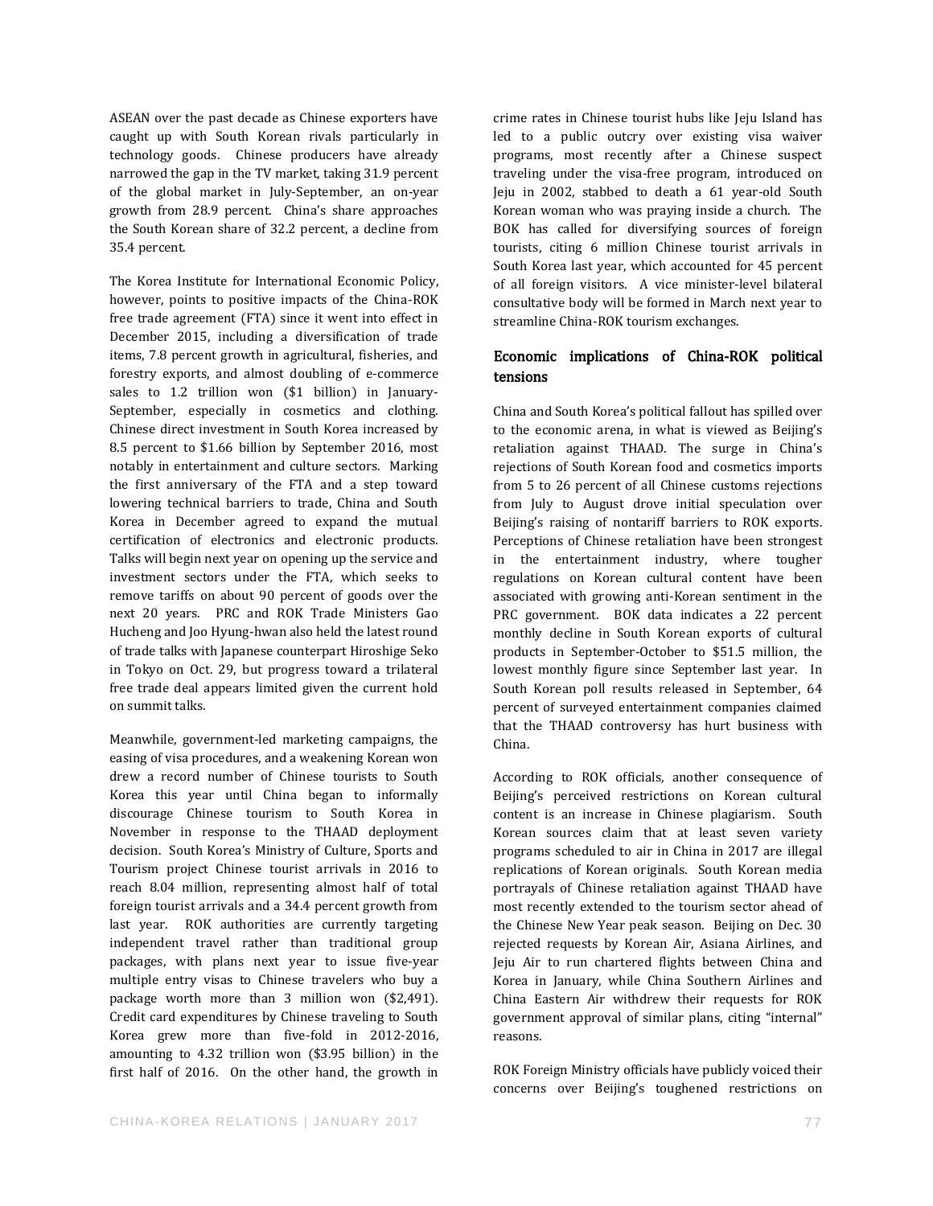ASEAN over the past decade as Chinese exporters have caught up with South Korean rivals particularly in technology goods. Chinese producers have already narrowed the gap in the TV market, taking 31.9 percent of the global market in July-September, an on-year growth from 28.9 percent. China's share approaches the South Korean share of 32.2 percent, a decline from 35.4 percent.

The Korea Institute for International Economic Policy, however, points to positive impacts of the China-ROK free trade agreement (FTA) since it went into effect in December 2015, including a diversification of trade items, 7.8 percent growth in agricultural, fisheries, and forestry exports, and almost doubling of e-commerce sales to 1.2 trillion won ($1 billion) in January-September, especially in cosmetics and clothing. Chinese direct investment in South Korea increased by 8.5 percent to $1.66 billion by September 2016, most notably in entertainment and culture sectors. Marking the first anniversary of the FTA and a step toward lowering technical barriers to trade, China and South Korea in December agreed to expand the mutual certification of electronics and electronic products. Talks will begin next year on opening up the service and investment sectors under the FTA, which seeks to remove tariffs on about 90 percent of goods over the next 20 years. PRC and ROK Trade Ministers Gao Hucheng and Joo Hyung-hwan also held the latest round of trade talks with Japanese counterpart Hiroshige Seko in Tokyo on Oct. 29, but progress toward a trilateral free trade deal appears limited given the current hold on summit talks.

Meanwhile, government-led marketing campaigns, the easing of visa procedures, and a weakening Korean won drew a record number of Chinese tourists to South Korea this year until China began to informally discourage Chinese tourism to South Korea in November in response to the THAAD deployment decision. South Korea's Ministry of Culture, Sports and Tourism project Chinese tourist arrivals in 2016 to reach 8.04 million, representing almost half of total foreign tourist arrivals and a 34.4 percent growth from last year. ROK authorities are currently targeting independent travel rather than traditional group packages, with plans next year to issue five-year multiple entry visas to Chinese travelers who buy a package worth more than 3 million won ($2,491). Credit card expenditures by Chinese traveling to South Korea grew more than five-fold in 2012-2016, amounting to 4.32 trillion won ($3.95 billion) in the first half of 2016. On the other hand, the growth in crime rates in Chinese tourist hubs like Jeju Island has led to a public outcry over existing visa waiver programs, most recently after a Chinese suspect traveling under the visa-free program, introduced on Jeju in 2002, stabbed to death a 61 year-old South Korean woman who was praying inside a church. The BOK has called for diversifying sources of foreign tourists, citing 6 million Chinese tourist arrivals in South Korea last year, which accounted for 45 percent of all foreign visitors. A vice minister-level bilateral consultative body will be formed in March next year to streamline China-ROK tourism exchanges.

## Economic implications of China-ROK political tensions

China and South Korea's political fallout has spilled over to the economic arena, in what is viewed as Beijing's retaliation against THAAD. The surge in China's rejections of South Korean food and cosmetics imports from 5 to 26 percent of all Chinese customs rejections from July to August drove initial speculation over Beijing's raising of nontariff barriers to ROK exports. Perceptions of Chinese retaliation have been strongest in the entertainment industry, where tougher regulations on Korean cultural content have been associated with growing anti-Korean sentiment in the PRC government. BOK data indicates a 22 percent monthly decline in South Korean exports of cultural products in September-October to $51.5 million, the lowest monthly figure since September last year. In South Korean poll results released in September, 64 percent of surveyed entertainment companies claimed that the THAAD controversy has hurt business with China.

According to ROK officials, another consequence of Beijing's perceived restrictions on Korean cultural content is an increase in Chinese plagiarism. South Korean sources claim that at least seven variety programs scheduled to air in China in 2017 are illegal replications of Korean originals. South Korean media portrayals of Chinese retaliation against THAAD have most recently extended to the tourism sector ahead of the Chinese New Year peak season. Beijing on Dec. 30 rejected requests by Korean Air, Asiana Airlines, and Jeju Air to run chartered flights between China and Korea in January, while China Southern Airlines and China Eastern Air withdrew their requests for ROK government approval of similar plans, citing "internal" reasons.

ROK Foreign Ministry officials have publicly voiced their concerns over Beijing's toughened restrictions on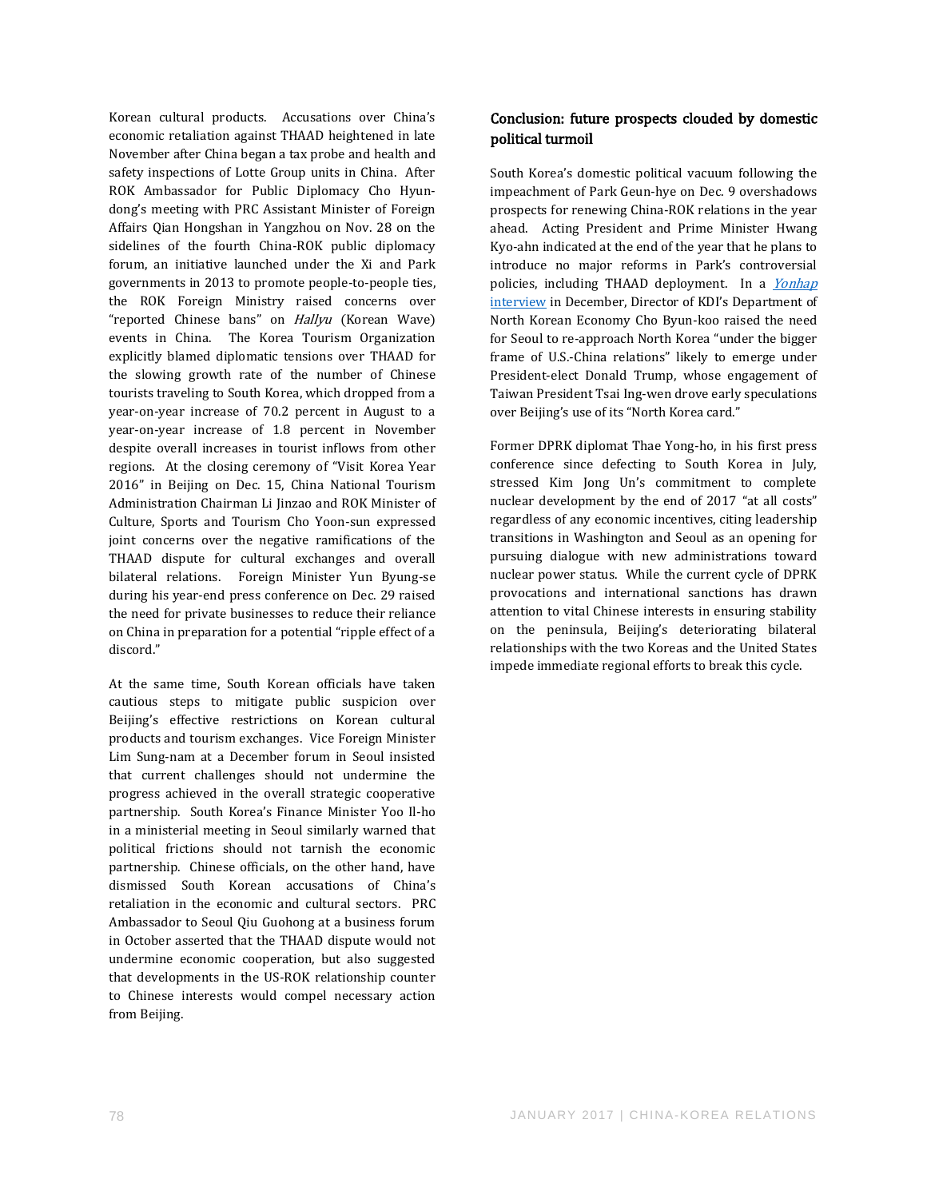Korean cultural products. Accusations over China's economic retaliation against THAAD heightened in late November after China began a tax probe and health and safety inspections of Lotte Group units in China. After ROK Ambassador for Public Diplomacy Cho Hyun-dong's meeting with PRC Assistant Minister of Foreign Affairs Qian Hongshan in Yangzhou on Nov. 28 on the sidelines of the fourth China-ROK public diplomacy forum, an initiative launched under the Xi and Park governments in 2013 to promote people-to-people ties, the ROK Foreign Ministry raised concerns over "reported Chinese bans" on *Hallyu* (Korean Wave) events in China. The Korea Tourism Organization explicitly blamed diplomatic tensions over THAAD for the slowing growth rate of the number of Chinese tourists traveling to South Korea, which dropped from a year-on-year increase of 70.2 percent in August to a year-on-year increase of 1.8 percent in November despite overall increases in tourist inflows from other regions. At the closing ceremony of "Visit Korea Year 2016" in Beijing on Dec. 15, China National Tourism Administration Chairman Li Jinzao and ROK Minister of Culture, Sports and Tourism Cho Yoon-sun expressed joint concerns over the negative ramifications of the THAAD dispute for cultural exchanges and overall bilateral relations. Foreign Minister Yun Byung-se during his year-end press conference on Dec. 29 raised the need for private businesses to reduce their reliance on China in preparation for a potential "ripple effect of a discord."

At the same time, South Korean officials have taken cautious steps to mitigate public suspicion over Beijing's effective restrictions on Korean cultural products and tourism exchanges. Vice Foreign Minister Lim Sung-nam at a December forum in Seoul insisted that current challenges should not undermine the progress achieved in the overall strategic cooperative partnership. South Korea's Finance Minister Yoo Il-ho in a ministerial meeting in Seoul similarly warned that political frictions should not tarnish the economic partnership. Chinese officials, on the other hand, have dismissed South Korean accusations of China's retaliation in the economic and cultural sectors. PRC Ambassador to Seoul Qiu Guohong at a business forum in October asserted that the THAAD dispute would not undermine economic cooperation, but also suggested that developments in the US-ROK relationship counter to Chinese interests would compel necessary action from Beijing.

## Conclusion: future prospects clouded by domestic political turmoil

South Korea's domestic political vacuum following the impeachment of Park Geun-hye on Dec. 9 overshadows prospects for renewing China-ROK relations in the year ahead. Acting President and Prime Minister Hwang Kyo-ahn indicated at the end of the year that he plans to introduce no major reforms in Park's controversial policies, including THAAD deployment. In a *Yonhap* interview in December, Director of KDI's Department of North Korean Economy Cho Byun-koo raised the need for Seoul to re-approach North Korea "under the bigger frame of U.S.-China relations" likely to emerge under President-elect Donald Trump, whose engagement of Taiwan President Tsai Ing-wen drove early speculations over Beijing's use of its "North Korea card."

Former DPRK diplomat Thae Yong-ho, in his first press conference since defecting to South Korea in July, stressed Kim Jong Un's commitment to complete nuclear development by the end of 2017 "at all costs" regardless of any economic incentives, citing leadership transitions in Washington and Seoul as an opening for pursuing dialogue with new administrations toward nuclear power status. While the current cycle of DPRK provocations and international sanctions has drawn attention to vital Chinese interests in ensuring stability on the peninsula, Beijing's deteriorating bilateral relationships with the two Koreas and the United States impede immediate regional efforts to break this cycle.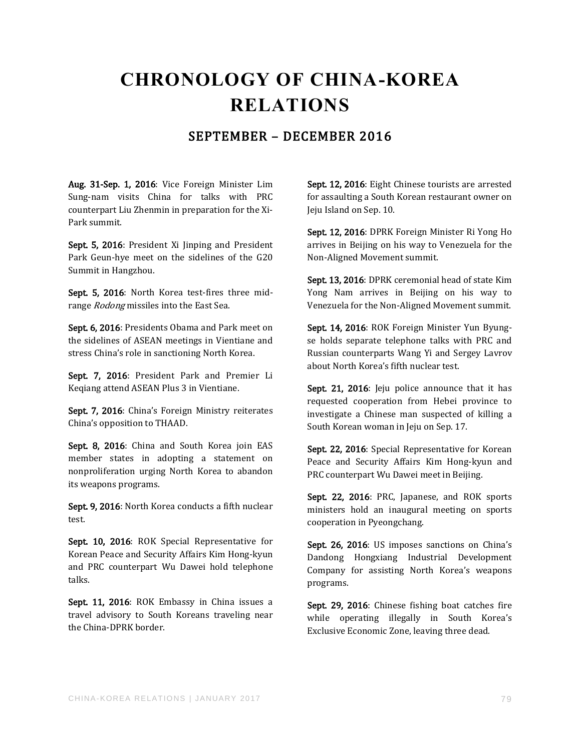# CHRONOLOGY OF CHINA-KOREA RELATIONS

## SEPTEMBER – DECEMBER 2016

**Aug. 31-Sep. 1, 2016**: Vice Foreign Minister Lim Sung-nam visits China for talks with PRC counterpart Liu Zhenmin in preparation for the Xi-Park summit.

**Sept. 5, 2016**: President Xi Jinping and President Park Geun-hye meet on the sidelines of the G20 Summit in Hangzhou.

**Sept. 5, 2016**: North Korea test-fires three mid-range *Rodong* missiles into the East Sea.

**Sept. 6, 2016**: Presidents Obama and Park meet on the sidelines of ASEAN meetings in Vientiane and stress China's role in sanctioning North Korea.

**Sept. 7, 2016**: President Park and Premier Li Keqiang attend ASEAN Plus 3 in Vientiane.

**Sept. 7, 2016**: China's Foreign Ministry reiterates China's opposition to THAAD.

**Sept. 8, 2016**: China and South Korea join EAS member states in adopting a statement on nonproliferation urging North Korea to abandon its weapons programs.

**Sept. 9, 2016**: North Korea conducts a fifth nuclear test.

**Sept. 10, 2016**: ROK Special Representative for Korean Peace and Security Affairs Kim Hong-kyun and PRC counterpart Wu Dawei hold telephone talks.

**Sept. 11, 2016**: ROK Embassy in China issues a travel advisory to South Koreans traveling near the China-DPRK border.

**Sept. 12, 2016**: Eight Chinese tourists are arrested for assaulting a South Korean restaurant owner on Jeju Island on Sep. 10.

**Sept. 12, 2016**: DPRK Foreign Minister Ri Yong Ho arrives in Beijing on his way to Venezuela for the Non-Aligned Movement summit.

**Sept. 13, 2016**: DPRK ceremonial head of state Kim Yong Nam arrives in Beijing on his way to Venezuela for the Non-Aligned Movement summit.

**Sept. 14, 2016**: ROK Foreign Minister Yun Byung-se holds separate telephone talks with PRC and Russian counterparts Wang Yi and Sergey Lavrov about North Korea's fifth nuclear test.

**Sept. 21, 2016**: Jeju police announce that it has requested cooperation from Hebei province to investigate a Chinese man suspected of killing a South Korean woman in Jeju on Sep. 17.

**Sept. 22, 2016**: Special Representative for Korean Peace and Security Affairs Kim Hong-kyun and PRC counterpart Wu Dawei meet in Beijing.

**Sept. 22, 2016**: PRC, Japanese, and ROK sports ministers hold an inaugural meeting on sports cooperation in Pyeongchang.

**Sept. 26, 2016**: US imposes sanctions on China's Dandong Hongxiang Industrial Development Company for assisting North Korea's weapons programs.

**Sept. 29, 2016**: Chinese fishing boat catches fire while operating illegally in South Korea's Exclusive Economic Zone, leaving three dead.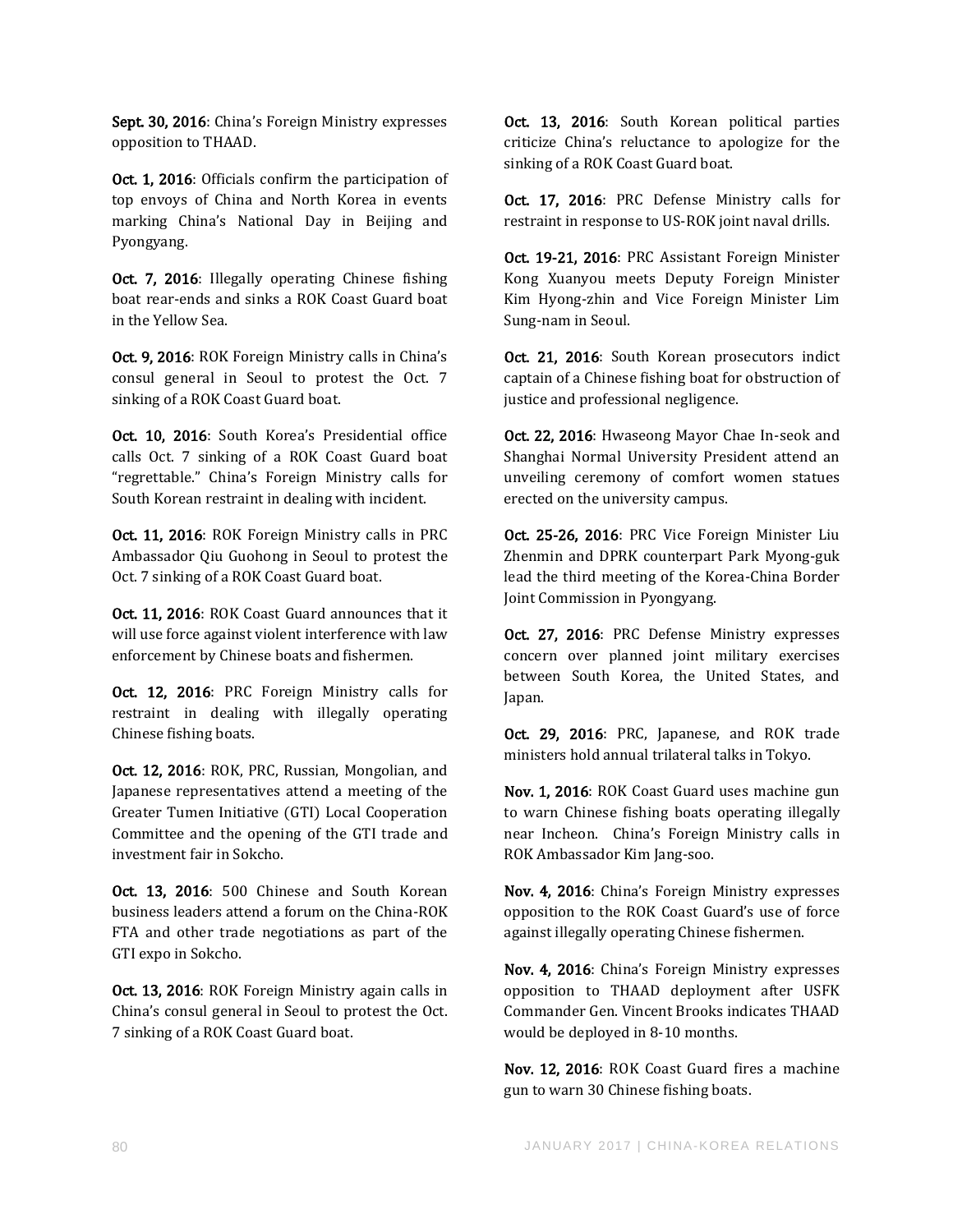**Sept. 30, 2016**: China's Foreign Ministry expresses opposition to THAAD.

**Oct. 1, 2016**: Officials confirm the participation of top envoys of China and North Korea in events marking China's National Day in Beijing and Pyongyang.

**Oct. 7, 2016**: Illegally operating Chinese fishing boat rear-ends and sinks a ROK Coast Guard boat in the Yellow Sea.

**Oct. 9, 2016**: ROK Foreign Ministry calls in China's consul general in Seoul to protest the Oct. 7 sinking of a ROK Coast Guard boat.

**Oct. 10, 2016**: South Korea's Presidential office calls Oct. 7 sinking of a ROK Coast Guard boat "regrettable." China's Foreign Ministry calls for South Korean restraint in dealing with incident.

**Oct. 11, 2016**: ROK Foreign Ministry calls in PRC Ambassador Qiu Guohong in Seoul to protest the Oct. 7 sinking of a ROK Coast Guard boat.

**Oct. 11, 2016**: ROK Coast Guard announces that it will use force against violent interference with law enforcement by Chinese boats and fishermen.

**Oct. 12, 2016**: PRC Foreign Ministry calls for restraint in dealing with illegally operating Chinese fishing boats.

**Oct. 12, 2016**: ROK, PRC, Russian, Mongolian, and Japanese representatives attend a meeting of the Greater Tumen Initiative (GTI) Local Cooperation Committee and the opening of the GTI trade and investment fair in Sokcho.

**Oct. 13, 2016**: 500 Chinese and South Korean business leaders attend a forum on the China-ROK FTA and other trade negotiations as part of the GTI expo in Sokcho.

**Oct. 13, 2016**: ROK Foreign Ministry again calls in China's consul general in Seoul to protest the Oct. 7 sinking of a ROK Coast Guard boat.

**Oct. 13, 2016**: South Korean political parties criticize China's reluctance to apologize for the sinking of a ROK Coast Guard boat.

**Oct. 17, 2016**: PRC Defense Ministry calls for restraint in response to US-ROK joint naval drills.

**Oct. 19-21, 2016**: PRC Assistant Foreign Minister Kong Xuanyou meets Deputy Foreign Minister Kim Hyong-zhin and Vice Foreign Minister Lim Sung-nam in Seoul.

**Oct. 21, 2016**: South Korean prosecutors indict captain of a Chinese fishing boat for obstruction of justice and professional negligence.

**Oct. 22, 2016**: Hwaseong Mayor Chae In-seok and Shanghai Normal University President attend an unveiling ceremony of comfort women statues erected on the university campus.

**Oct. 25-26, 2016**: PRC Vice Foreign Minister Liu Zhenmin and DPRK counterpart Park Myong-guk lead the third meeting of the Korea-China Border Joint Commission in Pyongyang.

**Oct. 27, 2016**: PRC Defense Ministry expresses concern over planned joint military exercises between South Korea, the United States, and Japan.

**Oct. 29, 2016**: PRC, Japanese, and ROK trade ministers hold annual trilateral talks in Tokyo.

**Nov. 1, 2016**: ROK Coast Guard uses machine gun to warn Chinese fishing boats operating illegally near Incheon. China's Foreign Ministry calls in ROK Ambassador Kim Jang-soo.

**Nov. 4, 2016**: China's Foreign Ministry expresses opposition to the ROK Coast Guard's use of force against illegally operating Chinese fishermen.

**Nov. 4, 2016**: China's Foreign Ministry expresses opposition to THAAD deployment after USFK Commander Gen. Vincent Brooks indicates THAAD would be deployed in 8-10 months.

**Nov. 12, 2016**: ROK Coast Guard fires a machine gun to warn 30 Chinese fishing boats.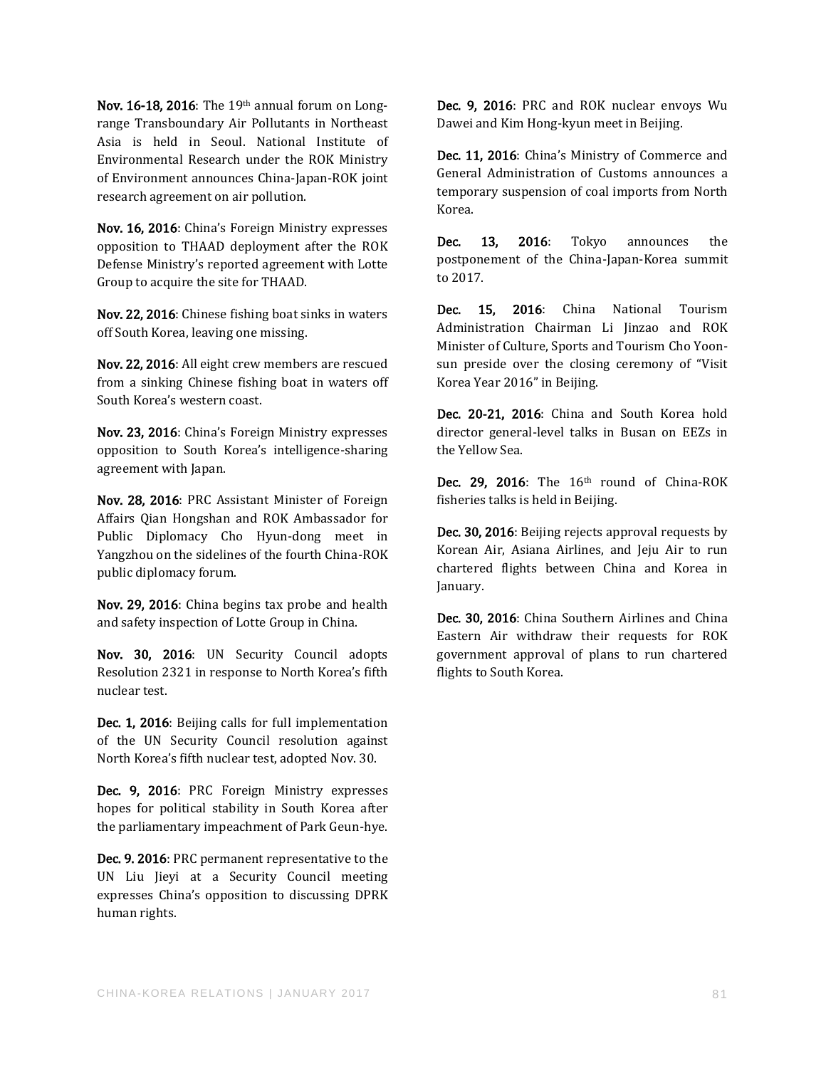**Nov. 16-18, 2016**: The 19th annual forum on Long-range Transboundary Air Pollutants in Northeast Asia is held in Seoul. National Institute of Environmental Research under the ROK Ministry of Environment announces China-Japan-ROK joint research agreement on air pollution.

**Nov. 16, 2016**: China's Foreign Ministry expresses opposition to THAAD deployment after the ROK Defense Ministry's reported agreement with Lotte Group to acquire the site for THAAD.

**Nov. 22, 2016**: Chinese fishing boat sinks in waters off South Korea, leaving one missing.

**Nov. 22, 2016**: All eight crew members are rescued from a sinking Chinese fishing boat in waters off South Korea's western coast.

**Nov. 23, 2016**: China's Foreign Ministry expresses opposition to South Korea's intelligence-sharing agreement with Japan.

**Nov. 28, 2016**: PRC Assistant Minister of Foreign Affairs Qian Hongshan and ROK Ambassador for Public Diplomacy Cho Hyun-dong meet in Yangzhou on the sidelines of the fourth China-ROK public diplomacy forum.

**Nov. 29, 2016**: China begins tax probe and health and safety inspection of Lotte Group in China.

**Nov. 30, 2016**: UN Security Council adopts Resolution 2321 in response to North Korea's fifth nuclear test.

**Dec. 1, 2016**: Beijing calls for full implementation of the UN Security Council resolution against North Korea's fifth nuclear test, adopted Nov. 30.

**Dec. 9, 2016**: PRC Foreign Ministry expresses hopes for political stability in South Korea after the parliamentary impeachment of Park Geun-hye.

**Dec. 9. 2016**: PRC permanent representative to the UN Liu Jieyi at a Security Council meeting expresses China's opposition to discussing DPRK human rights.

**Dec. 9, 2016**: PRC and ROK nuclear envoys Wu Dawei and Kim Hong-kyun meet in Beijing.

**Dec. 11, 2016**: China's Ministry of Commerce and General Administration of Customs announces a temporary suspension of coal imports from North Korea.

**Dec. 13, 2016**: Tokyo announces the postponement of the China-Japan-Korea summit to 2017.

**Dec. 15, 2016**: China National Tourism Administration Chairman Li Jinzao and ROK Minister of Culture, Sports and Tourism Cho Yoon-sun preside over the closing ceremony of "Visit Korea Year 2016" in Beijing.

**Dec. 20-21, 2016**: China and South Korea hold director general-level talks in Busan on EEZs in the Yellow Sea.

**Dec. 29, 2016**: The 16th round of China-ROK fisheries talks is held in Beijing.

**Dec. 30, 2016**: Beijing rejects approval requests by Korean Air, Asiana Airlines, and Jeju Air to run chartered flights between China and Korea in January.

**Dec. 30, 2016**: China Southern Airlines and China Eastern Air withdraw their requests for ROK government approval of plans to run chartered flights to South Korea.